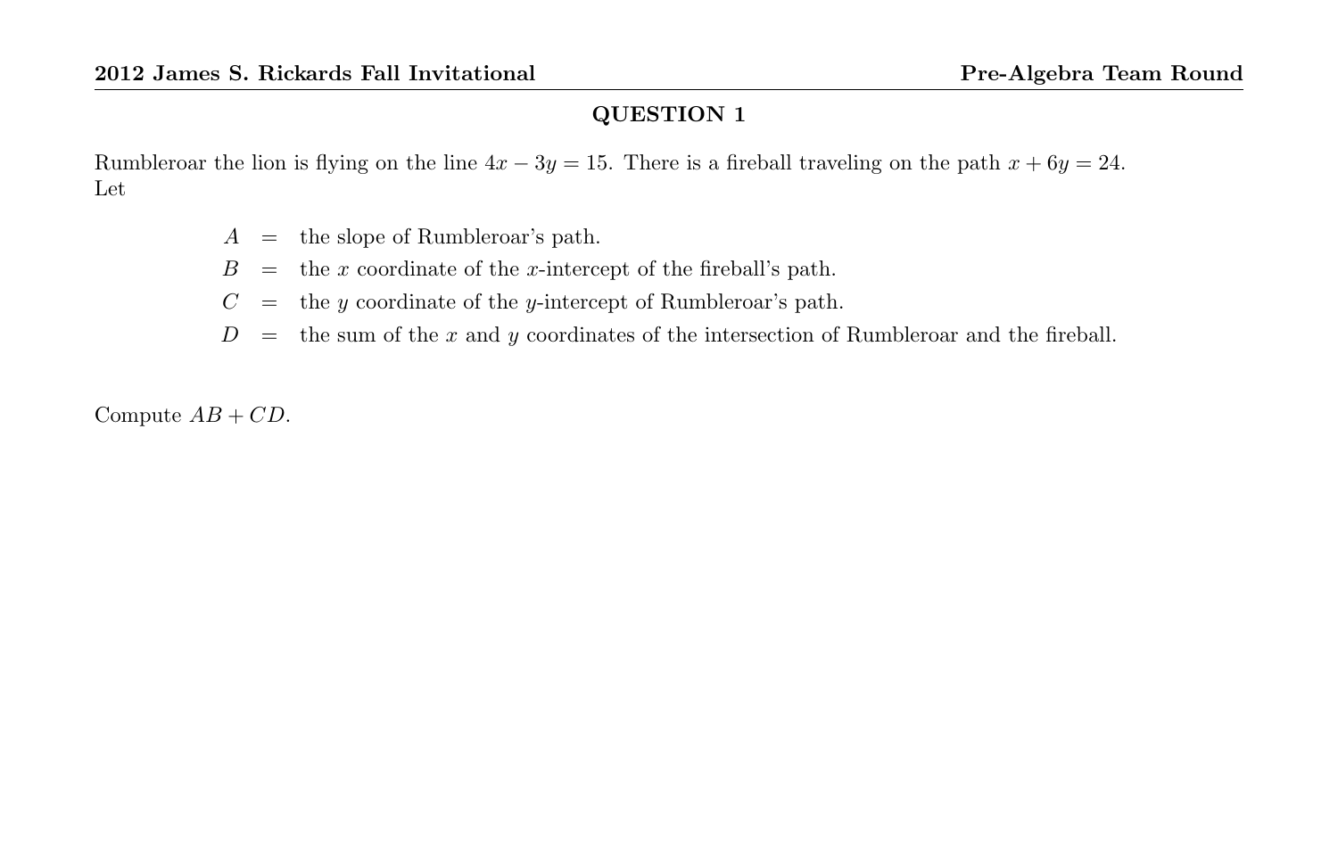## QUESTION 1

Rumbleroar the lion is flying on the line $4x - 3y = 15$. There is a fireball traveling on the path $x + 6y = 24$. Let

$$
\begin{aligned}
A &= \text{the slope of Rumbleroar's path.} \\
B &= \text{the } x \text{ coordinate of the } x\text{-intercept of the fireball's path.} \\
C &= \text{the } y \text{ coordinate of the } y\text{-intercept of Rumbleroar's path.} \\
D &= \text{the sum of the } x \text{ and } y \text{ coordinates of the intersection of Rumbleroar and the fireball.}
\end{aligned}
$$

Compute $AB + CD$.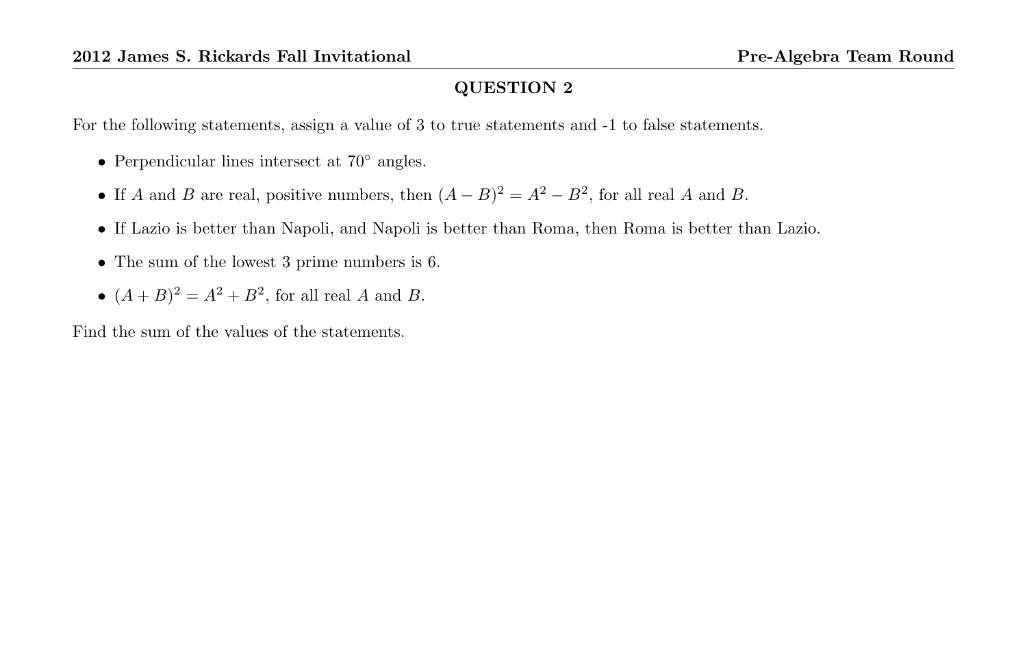## QUESTION 2

For the following statements, assign a value of 3 to true statements and -1 to false statements.

- Perpendicular lines intersect at $70^\circ$ angles.
- If $A$ and $B$ are real, positive numbers, then $(A - B)^2 = A^2 - B^2$, for all real $A$ and $B$.
- If Lazio is better than Napoli, and Napoli is better than Roma, then Roma is better than Lazio.
- The sum of the lowest 3 prime numbers is 6.
- $(A + B)^2 = A^2 + B^2$, for all real $A$ and $B$.

Find the sum of the values of the statements.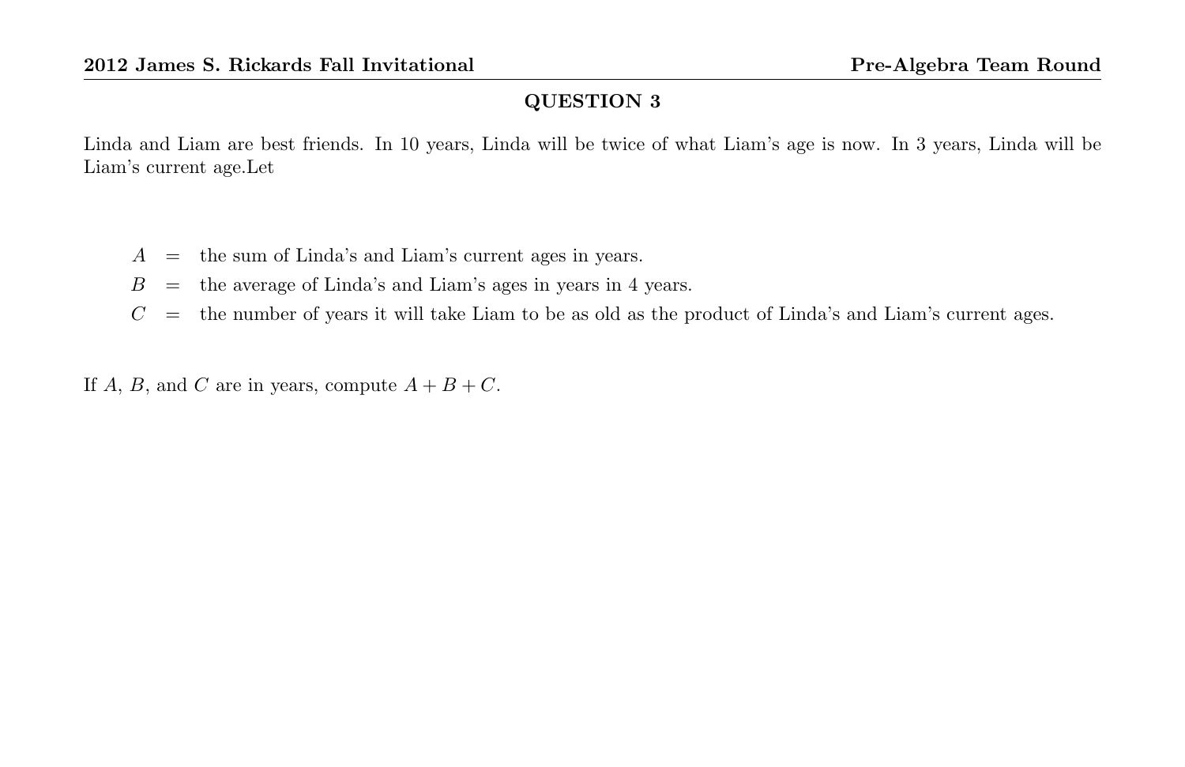## QUESTION 3

Linda and Liam are best friends. In 10 years, Linda will be twice of what Liam's age is now. In 3 years, Linda will be Liam's current age.Let

$A$ = the sum of Linda's and Liam's current ages in years.

$B$ = the average of Linda's and Liam's ages in years in 4 years.

$C$ = the number of years it will take Liam to be as old as the product of Linda's and Liam's current ages.

If $A$, $B$, and $C$ are in years, compute $A + B + C$.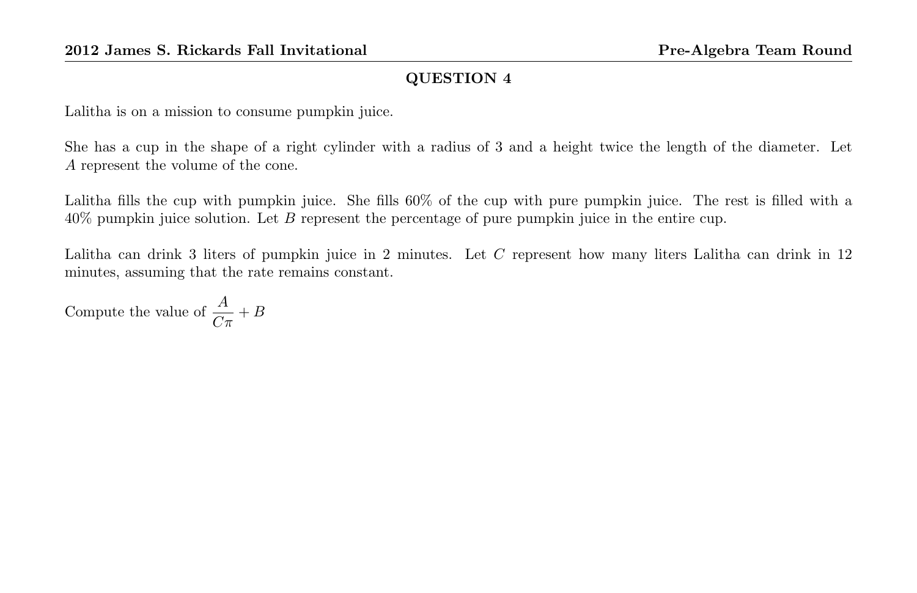## QUESTION 4

Lalitha is on a mission to consume pumpkin juice.

She has a cup in the shape of a right cylinder with a radius of 3 and a height twice the length of the diameter. Let $A$ represent the volume of the cone.

Lalitha fills the cup with pumpkin juice. She fills 60% of the cup with pure pumpkin juice. The rest is filled with a 40% pumpkin juice solution. Let $B$ represent the percentage of pure pumpkin juice in the entire cup.

Lalitha can drink 3 liters of pumpkin juice in 2 minutes. Let $C$ represent how many liters Lalitha can drink in 12 minutes, assuming that the rate remains constant.

Compute the value of $\dfrac{A}{C\pi} + B$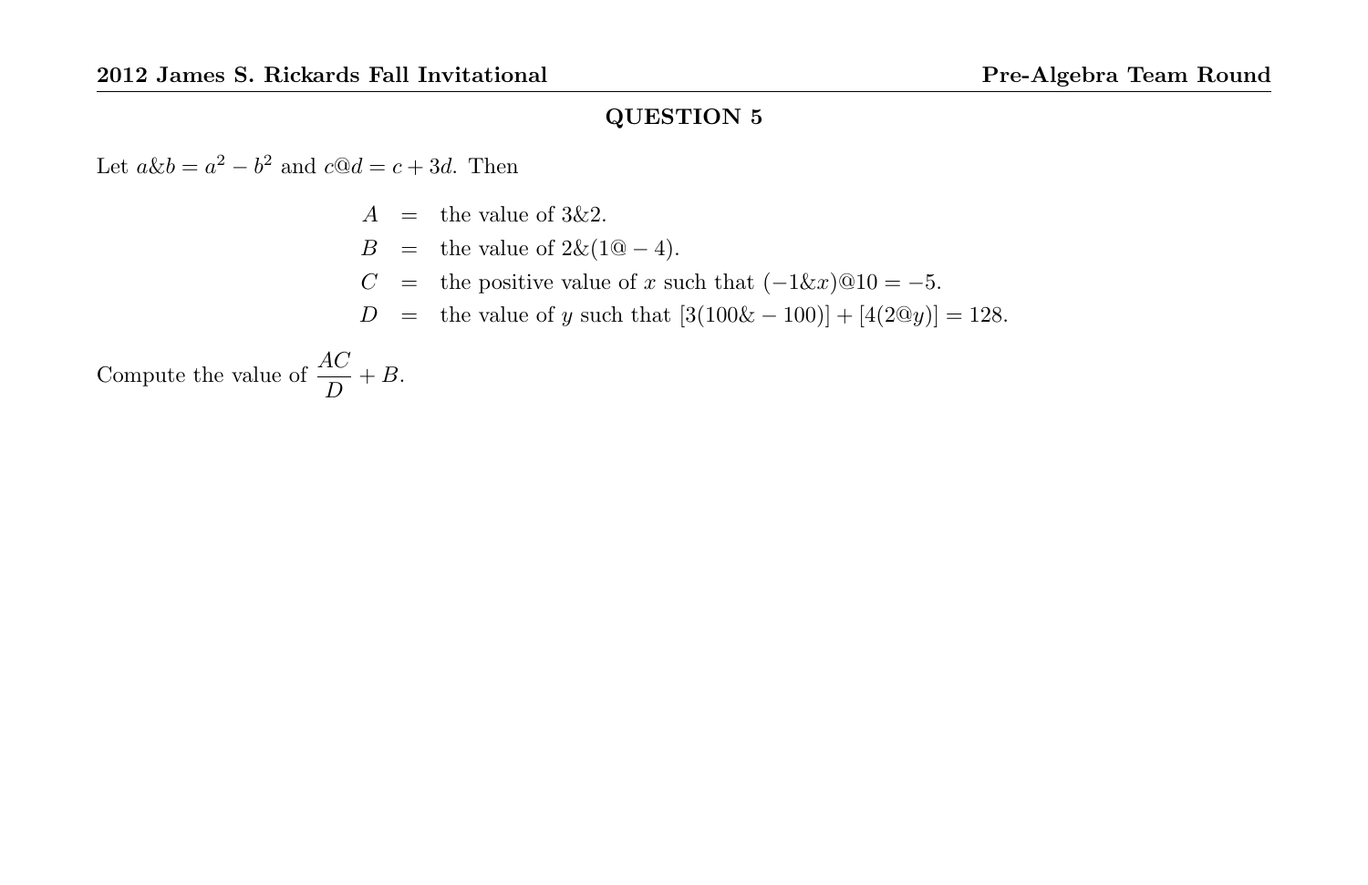## QUESTION 5

Let $a\&b = a^2 - b^2$ and $c@d = c + 3d$. Then

$$
\begin{aligned}
A &= \text{the value of } 3\&2. \\
B &= \text{the value of } 2\&(1@-4). \\
C &= \text{the positive value of } x \text{ such that } (-1\&x)@10 = -5. \\
D &= \text{the value of } y \text{ such that } [3(100\&-100)] + [4(2@y)] = 128.
\end{aligned}
$$

Compute the value of $\dfrac{AC}{D} + B$.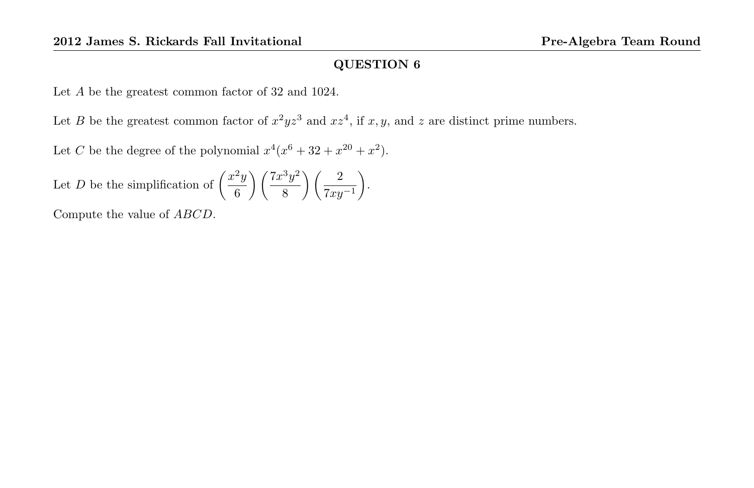## QUESTION 6

Let $A$ be the greatest common factor of 32 and 1024.

Let $B$ be the greatest common factor of $x^2yz^3$ and $xz^4$, if $x, y$, and $z$ are distinct prime numbers.

Let $C$ be the degree of the polynomial $x^4(x^6 + 32 + x^{20} + x^2)$.

Let $D$ be the simplification of $\left(\frac{x^2y}{6}\right)\left(\frac{7x^3y^2}{8}\right)\left(\frac{2}{7xy^{-1}}\right)$.

Compute the value of $ABCD$.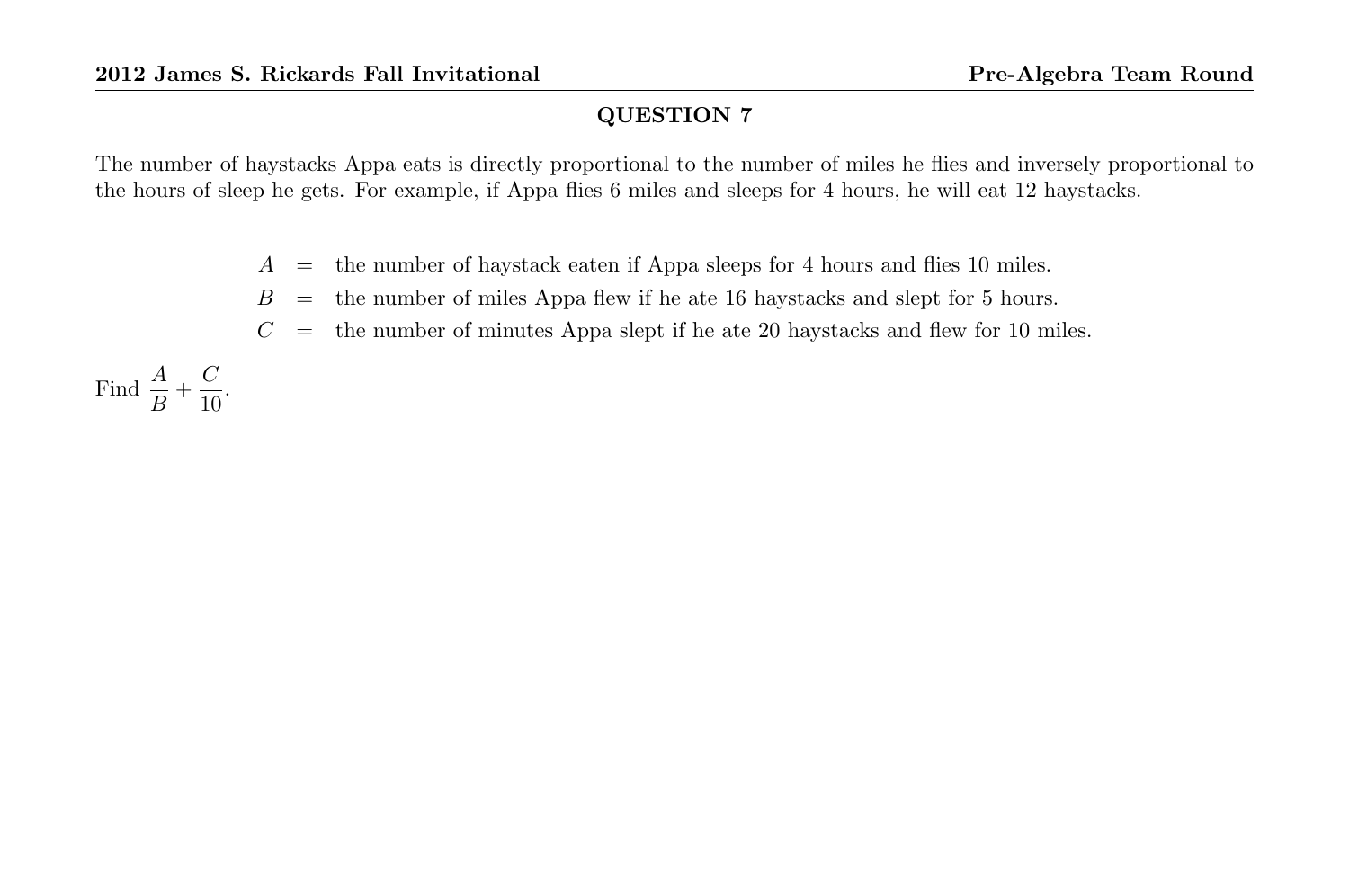## QUESTION 7

The number of haystacks Appa eats is directly proportional to the number of miles he flies and inversely proportional to the hours of sleep he gets. For example, if Appa flies 6 miles and sleeps for 4 hours, he will eat 12 haystacks.

$A$ = the number of haystack eaten if Appa sleeps for 4 hours and flies 10 miles.

$B$ = the number of miles Appa flew if he ate 16 haystacks and slept for 5 hours.

$C$ = the number of minutes Appa slept if he ate 20 haystacks and flew for 10 miles.

Find $\dfrac{A}{B} + \dfrac{C}{10}$.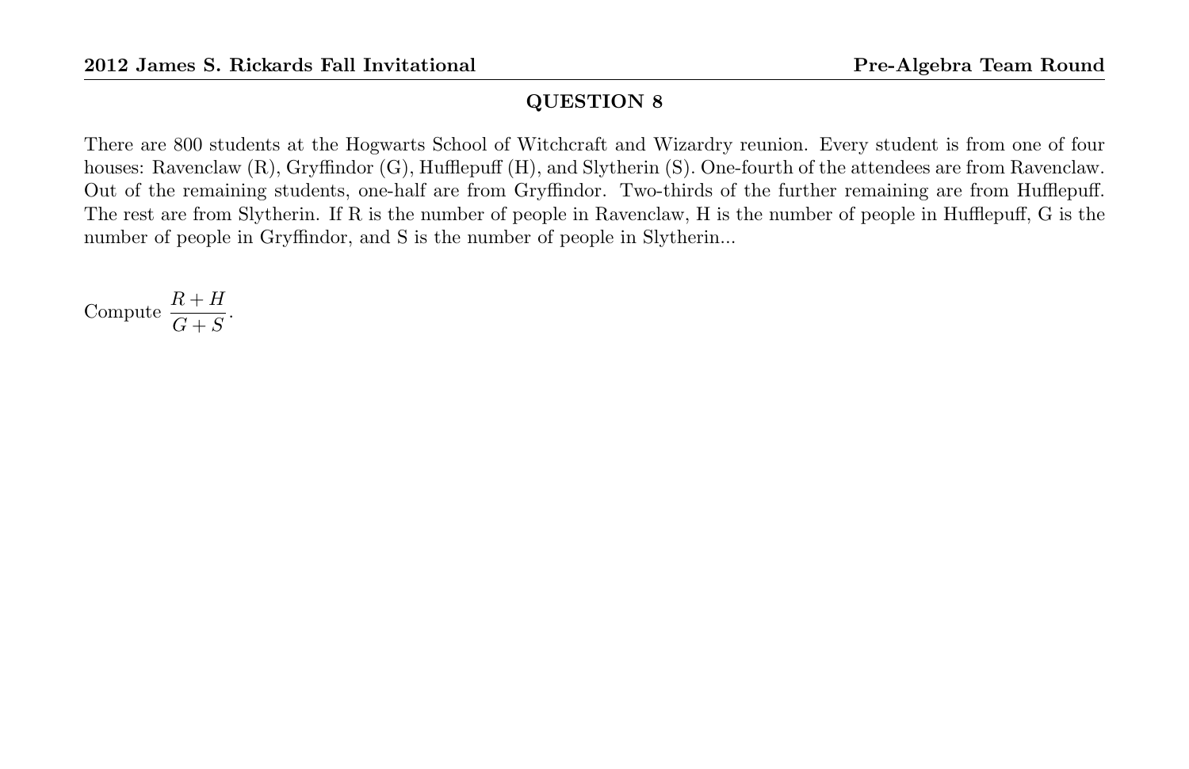## QUESTION 8

There are 800 students at the Hogwarts School of Witchcraft and Wizardry reunion. Every student is from one of four houses: Ravenclaw (R), Gryffindor (G), Hufflepuff (H), and Slytherin (S). One-fourth of the attendees are from Ravenclaw. Out of the remaining students, one-half are from Gryffindor. Two-thirds of the further remaining are from Hufflepuff. The rest are from Slytherin. If R is the number of people in Ravenclaw, H is the number of people in Hufflepuff, G is the number of people in Gryffindor, and S is the number of people in Slytherin...

Compute $\dfrac{R+H}{G+S}$.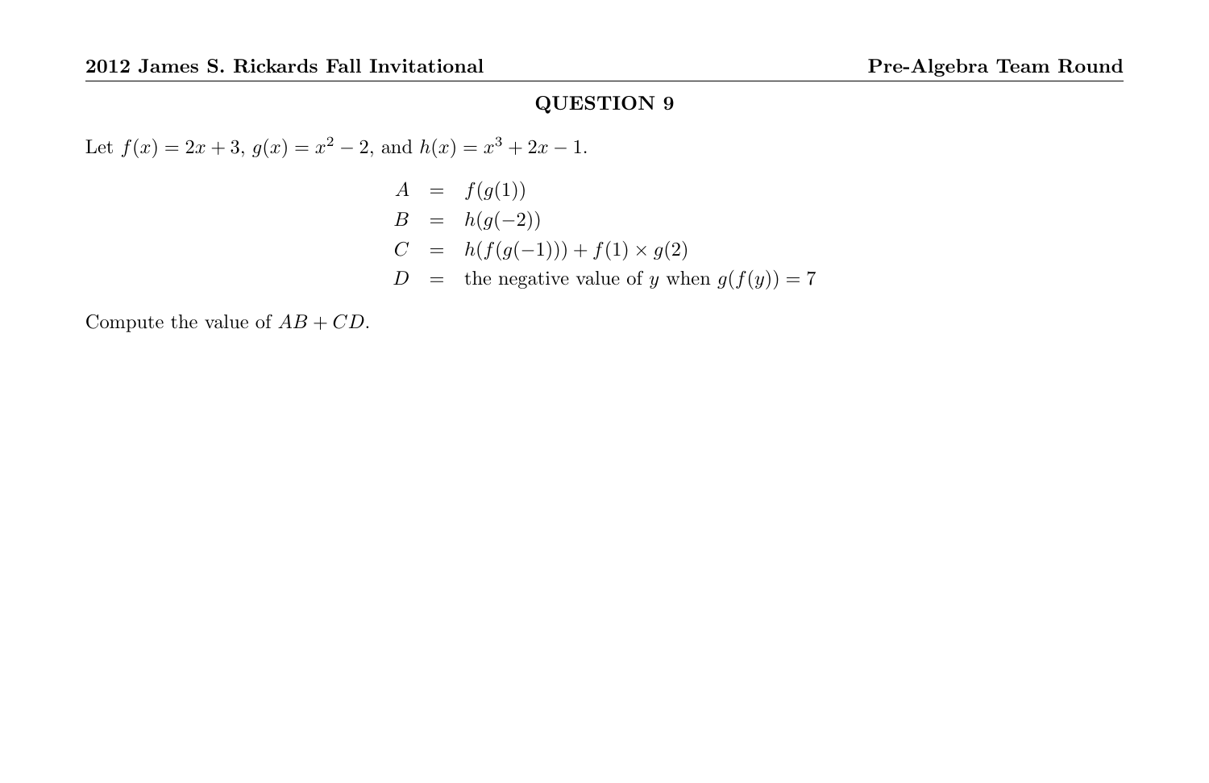## QUESTION 9

Let $f(x) = 2x + 3$, $g(x) = x^2 - 2$, and $h(x) = x^3 + 2x - 1$.

$$
\begin{aligned}
A &= f(g(1)) \\
B &= h(g(-2)) \\
C &= h(f(g(-1))) + f(1) \times g(2) \\
D &= \text{the negative value of } y \text{ when } g(f(y)) = 7
\end{aligned}
$$

Compute the value of $AB + CD$.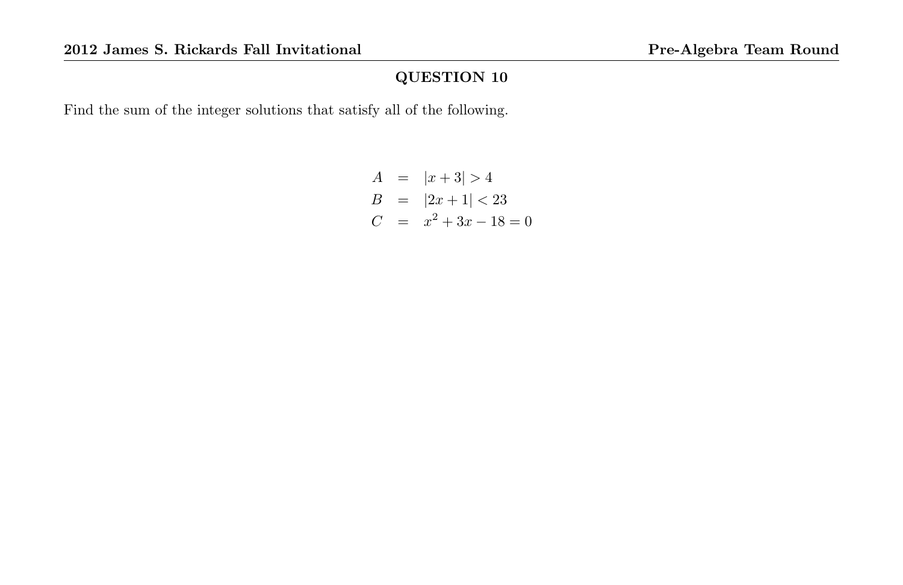## QUESTION 10

Find the sum of the integer solutions that satisfy all of the following.

$$
\begin{aligned}
A &= |x+3| > 4 \\
B &= |2x+1| < 23 \\
C &= x^2 + 3x - 18 = 0
\end{aligned}
$$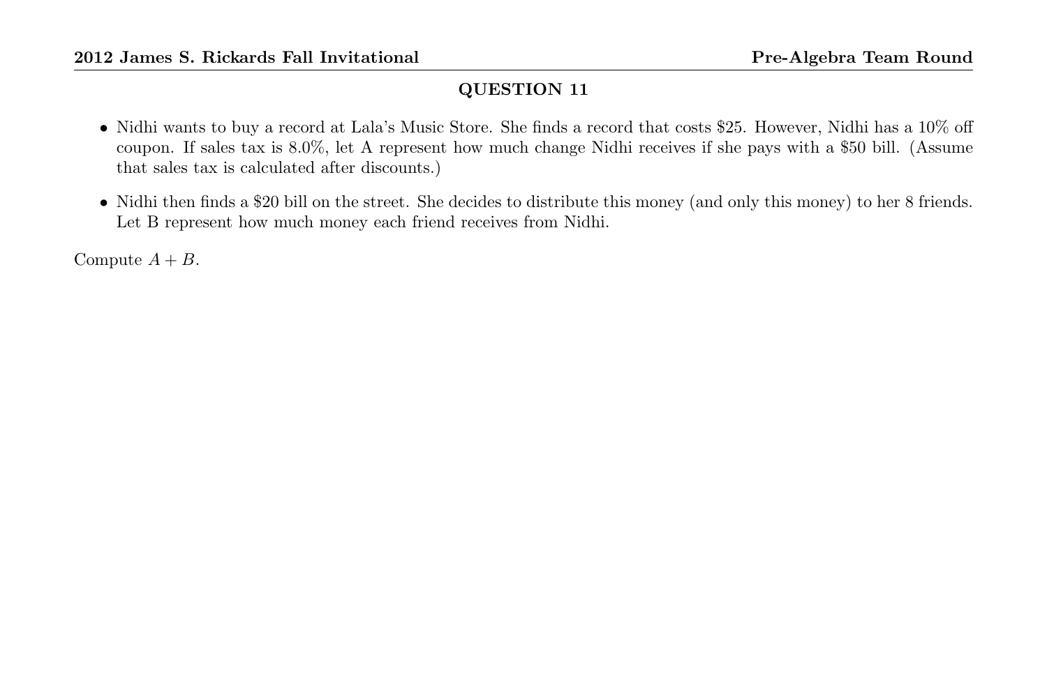## QUESTION 11

- Nidhi wants to buy a record at Lala's Music Store. She finds a record that costs \$25. However, Nidhi has a 10% off coupon. If sales tax is 8.0%, let A represent how much change Nidhi receives if she pays with a \$50 bill. (Assume that sales tax is calculated after discounts.)
- Nidhi then finds a \$20 bill on the street. She decides to distribute this money (and only this money) to her 8 friends. Let B represent how much money each friend receives from Nidhi.

Compute $A + B$.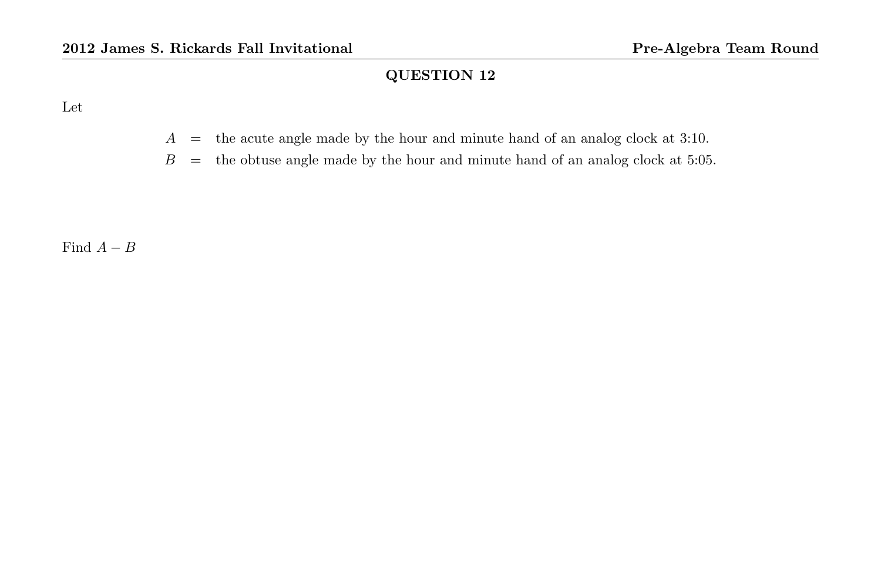## QUESTION 12

Let

$$A = \text{the acute angle made by the hour and minute hand of an analog clock at 3:10.}$$
$$B = \text{the obtuse angle made by the hour and minute hand of an analog clock at 5:05.}$$

Find $A - B$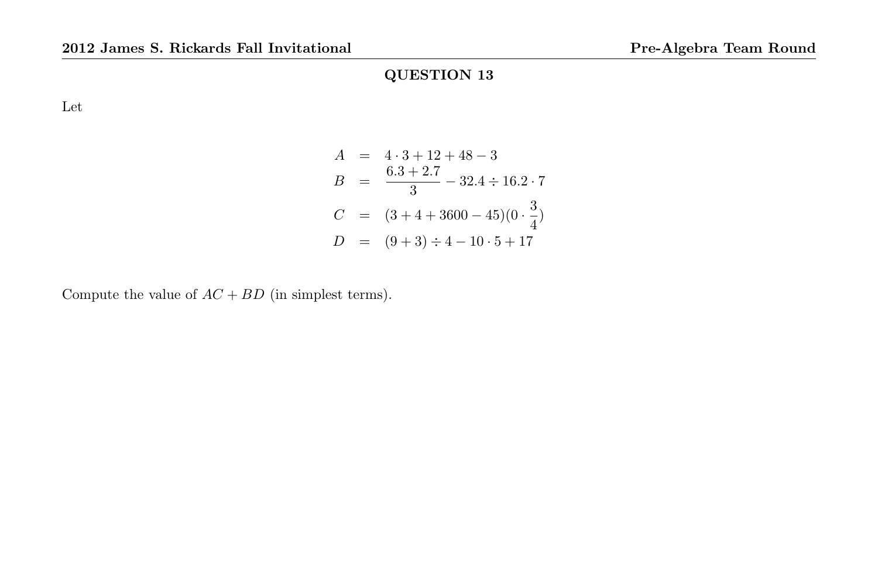## QUESTION 13

Let

$$
\begin{aligned}
A &= 4 \cdot 3 + 12 + 48 - 3 \\
B &= \frac{6.3 + 2.7}{3} - 32.4 \div 16.2 \cdot 7 \\
C &= (3 + 4 + 3600 - 45)(0 \cdot \frac{3}{4}) \\
D &= (9 + 3) \div 4 - 10 \cdot 5 + 17
\end{aligned}
$$

Compute the value of $AC + BD$ (in simplest terms).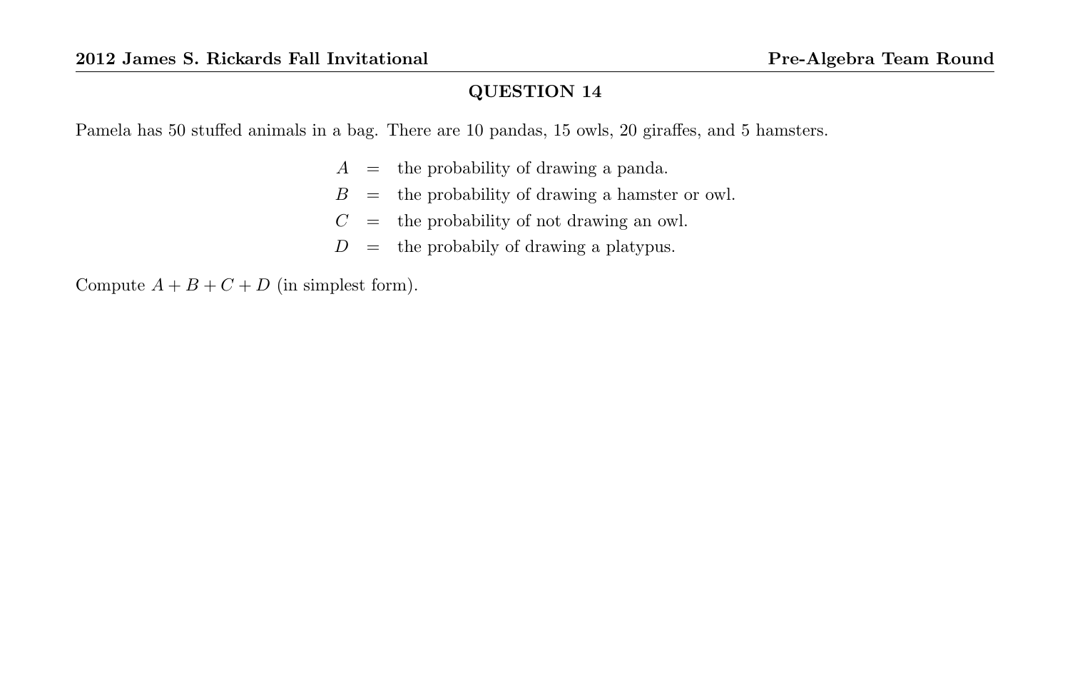## QUESTION 14

Pamela has 50 stuffed animals in a bag. There are 10 pandas, 15 owls, 20 giraffes, and 5 hamsters.

$$
\begin{aligned}
A &= \text{the probability of drawing a panda.} \\
B &= \text{the probability of drawing a hamster or owl.} \\
C &= \text{the probability of not drawing an owl.} \\
D &= \text{the probabily of drawing a platypus.}
\end{aligned}
$$

Compute $A + B + C + D$ (in simplest form).